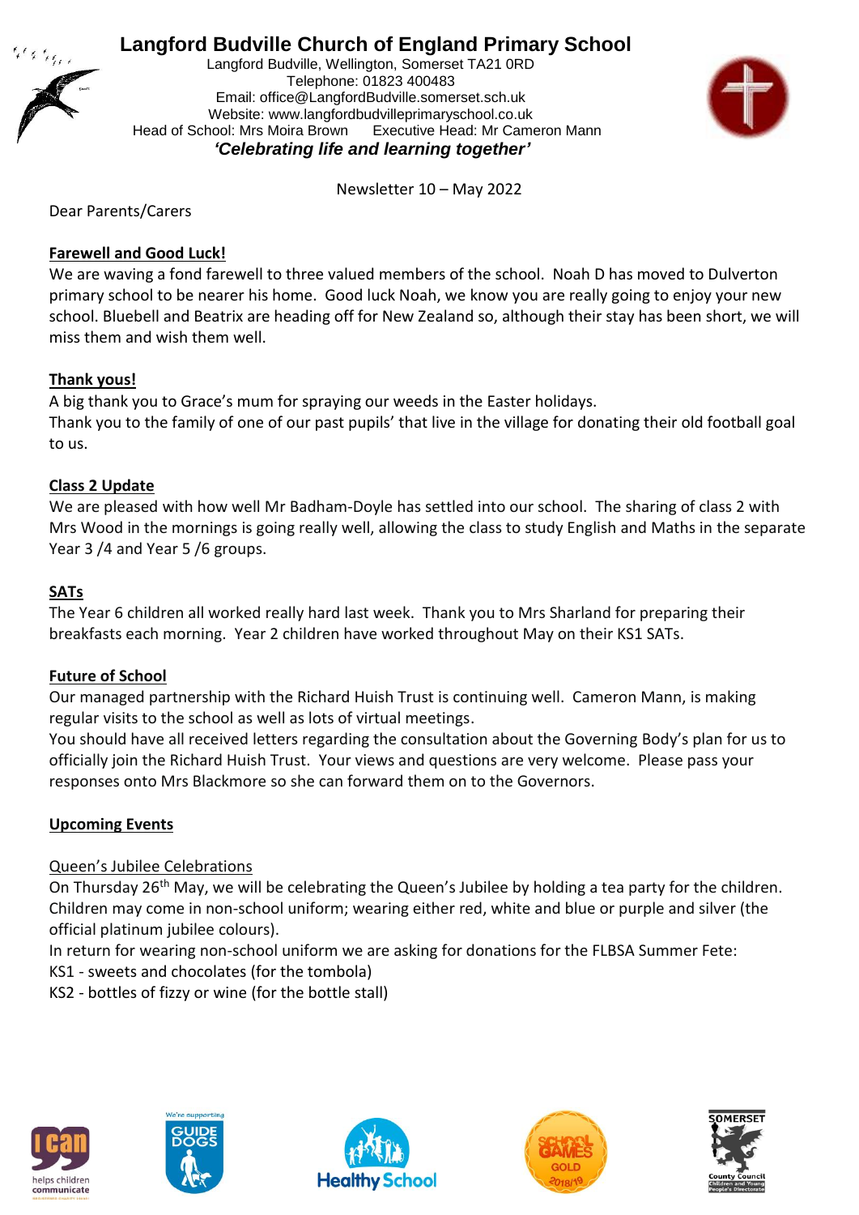# Langford Budville Church of England Primary School

Langford Budville, Wellington, Somerset TA21 0RD
Telephone: 01823 400483
Email: office@LangfordBudville.somerset.sch.uk
Website: www.langfordbudvilleprimaryschool.co.uk
Head of School: Mrs Moira Brown Executive Head: Mr Cameron Mann

***'Celebrating life and learning together'***

Newsletter 10 – May 2022

Dear Parents/Carers

## Farewell and Good Luck!

We are waving a fond farewell to three valued members of the school. Noah D has moved to Dulverton primary school to be nearer his home. Good luck Noah, we know you are really going to enjoy your new school. Bluebell and Beatrix are heading off for New Zealand so, although their stay has been short, we will miss them and wish them well.

## Thank yous!

A big thank you to Grace's mum for spraying our weeds in the Easter holidays.
Thank you to the family of one of our past pupils' that live in the village for donating their old football goal to us.

## Class 2 Update

We are pleased with how well Mr Badham-Doyle has settled into our school. The sharing of class 2 with Mrs Wood in the mornings is going really well, allowing the class to study English and Maths in the separate Year 3 /4 and Year 5 /6 groups.

## SATs

The Year 6 children all worked really hard last week. Thank you to Mrs Sharland for preparing their breakfasts each morning. Year 2 children have worked throughout May on their KS1 SATs.

## Future of School

Our managed partnership with the Richard Huish Trust is continuing well. Cameron Mann, is making regular visits to the school as well as lots of virtual meetings.
You should have all received letters regarding the consultation about the Governing Body's plan for us to officially join the Richard Huish Trust. Your views and questions are very welcome. Please pass your responses onto Mrs Blackmore so she can forward them on to the Governors.

## Upcoming Events

### Queen's Jubilee Celebrations

On Thursday 26th May, we will be celebrating the Queen's Jubilee by holding a tea party for the children. Children may come in non-school uniform; wearing either red, white and blue or purple and silver (the official platinum jubilee colours).
In return for wearing non-school uniform we are asking for donations for the FLBSA Summer Fete:
KS1 - sweets and chocolates (for the tombola)
KS2 - bottles of fizzy or wine (for the bottle stall)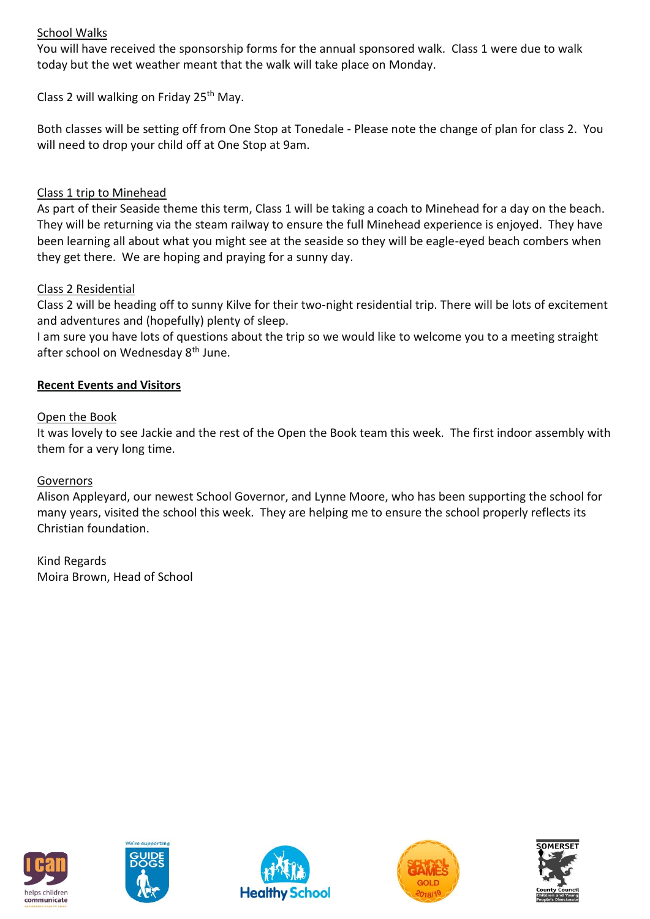<u>School Walks</u>

You will have received the sponsorship forms for the annual sponsored walk. Class 1 were due to walk today but the wet weather meant that the walk will take place on Monday.

Class 2 will walking on Friday 25th May.

Both classes will be setting off from One Stop at Tonedale - Please note the change of plan for class 2. You will need to drop your child off at One Stop at 9am.

<u>Class 1 trip to Minehead</u>

As part of their Seaside theme this term, Class 1 will be taking a coach to Minehead for a day on the beach. They will be returning via the steam railway to ensure the full Minehead experience is enjoyed. They have been learning all about what you might see at the seaside so they will be eagle-eyed beach combers when they get there. We are hoping and praying for a sunny day.

<u>Class 2 Residential</u>

Class 2 will be heading off to sunny Kilve for their two-night residential trip. There will be lots of excitement and adventures and (hopefully) plenty of sleep.
I am sure you have lots of questions about the trip so we would like to welcome you to a meeting straight after school on Wednesday 8th June.

## **Recent Events and Visitors**

<u>Open the Book</u>

It was lovely to see Jackie and the rest of the Open the Book team this week. The first indoor assembly with them for a very long time.

<u>Governors</u>

Alison Appleyard, our newest School Governor, and Lynne Moore, who has been supporting the school for many years, visited the school this week. They are helping me to ensure the school properly reflects its Christian foundation.

Kind Regards
Moira Brown, Head of School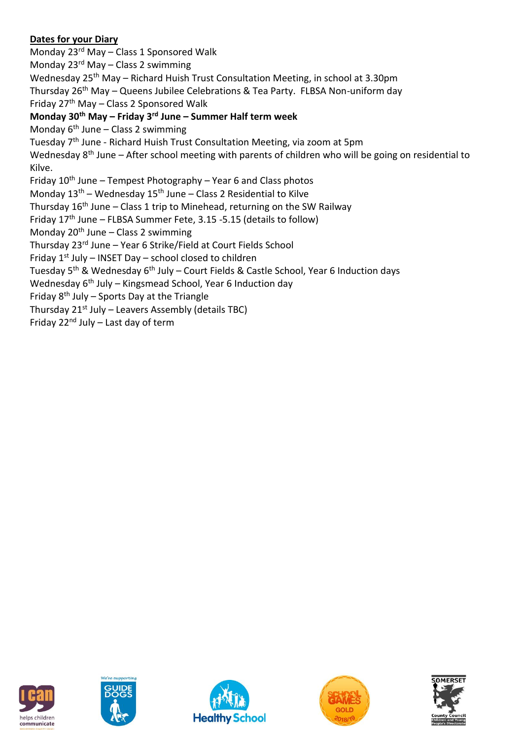**Dates for your Diary**

Monday 23rd May – Class 1 Sponsored Walk
Monday 23rd May – Class 2 swimming
Wednesday 25th May – Richard Huish Trust Consultation Meeting, in school at 3.30pm
Thursday 26th May – Queens Jubilee Celebrations & Tea Party. FLBSA Non-uniform day
Friday 27th May – Class 2 Sponsored Walk
**Monday 30th May – Friday 3rd June – Summer Half term week**
Monday 6th June – Class 2 swimming
Tuesday 7th June - Richard Huish Trust Consultation Meeting, via zoom at 5pm
Wednesday 8th June – After school meeting with parents of children who will be going on residential to Kilve.
Friday 10th June – Tempest Photography – Year 6 and Class photos
Monday 13th – Wednesday 15th June – Class 2 Residential to Kilve
Thursday 16th June – Class 1 trip to Minehead, returning on the SW Railway
Friday 17th June – FLBSA Summer Fete, 3.15 -5.15 (details to follow)
Monday 20th June – Class 2 swimming
Thursday 23rd June – Year 6 Strike/Field at Court Fields School
Friday 1st July – INSET Day – school closed to children
Tuesday 5th & Wednesday 6th July – Court Fields & Castle School, Year 6 Induction days
Wednesday 6th July – Kingsmead School, Year 6 Induction day
Friday 8th July – Sports Day at the Triangle
Thursday 21st July – Leavers Assembly (details TBC)
Friday 22nd July – Last day of term